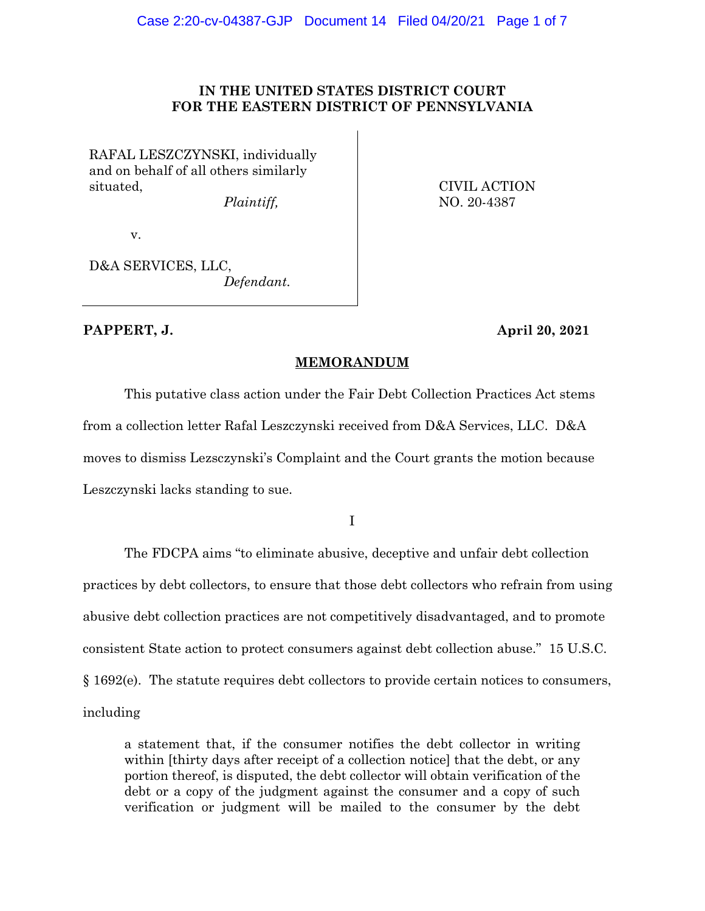**IN THE UNITED STATES DISTRICT COURT**
**FOR THE EASTERN DISTRICT OF PENNSYLVANIA**

| | |
|---|---|
| RAFAL LESZCZYNSKI, individually and on behalf of all others similarly situated, *Plaintiff,* | CIVIL ACTION NO. 20-4387 |
| v. | |
| D&A SERVICES, LLC, *Defendant.* | |

**PAPPERT, J.** **April 20, 2021**

## MEMORANDUM

This putative class action under the Fair Debt Collection Practices Act stems from a collection letter Rafal Leszczynski received from D&A Services, LLC. D&A moves to dismiss Lezsczynski's Complaint and the Court grants the motion because Leszczynski lacks standing to sue.

I

The FDCPA aims "to eliminate abusive, deceptive and unfair debt collection practices by debt collectors, to ensure that those debt collectors who refrain from using abusive debt collection practices are not competitively disadvantaged, and to promote consistent State action to protect consumers against debt collection abuse." 15 U.S.C. § 1692(e). The statute requires debt collectors to provide certain notices to consumers, including

> a statement that, if the consumer notifies the debt collector in writing within [thirty days after receipt of a collection notice] that the debt, or any portion thereof, is disputed, the debt collector will obtain verification of the debt or a copy of the judgment against the consumer and a copy of such verification or judgment will be mailed to the consumer by the debt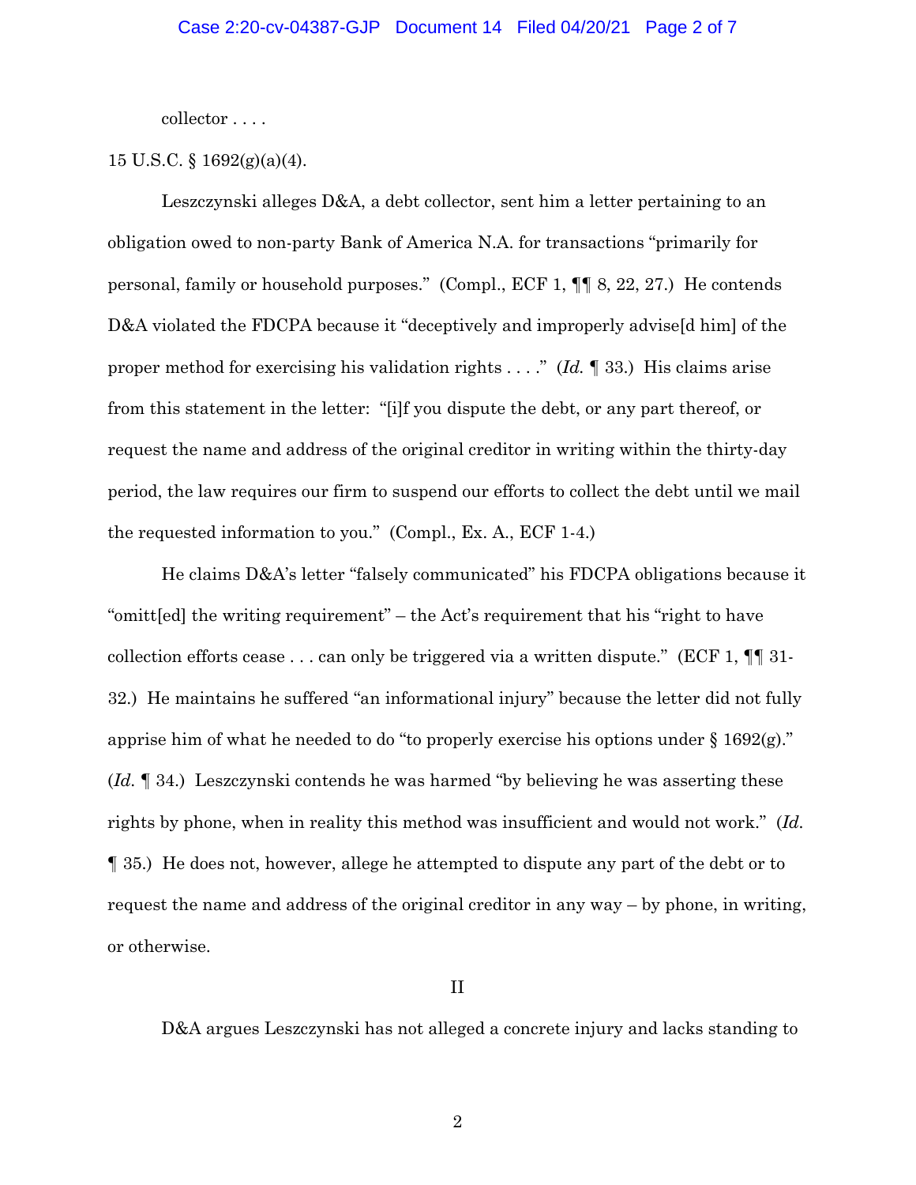collector . . . .

15 U.S.C. § 1692(g)(a)(4).

Leszczynski alleges D&A, a debt collector, sent him a letter pertaining to an obligation owed to non-party Bank of America N.A. for transactions "primarily for personal, family or household purposes." (Compl., ECF 1, ¶¶ 8, 22, 27.) He contends D&A violated the FDCPA because it "deceptively and improperly advise[d him] of the proper method for exercising his validation rights . . . ." (*Id.* ¶ 33.) His claims arise from this statement in the letter: "[i]f you dispute the debt, or any part thereof, or request the name and address of the original creditor in writing within the thirty-day period, the law requires our firm to suspend our efforts to collect the debt until we mail the requested information to you." (Compl., Ex. A., ECF 1-4.)

He claims D&A's letter "falsely communicated" his FDCPA obligations because it "omitt[ed] the writing requirement" – the Act's requirement that his "right to have collection efforts cease . . . can only be triggered via a written dispute." (ECF 1, ¶¶ 31-32.) He maintains he suffered "an informational injury" because the letter did not fully apprise him of what he needed to do "to properly exercise his options under § 1692(g)." (*Id.* ¶ 34.) Leszczynski contends he was harmed "by believing he was asserting these rights by phone, when in reality this method was insufficient and would not work." (*Id.* ¶ 35.) He does not, however, allege he attempted to dispute any part of the debt or to request the name and address of the original creditor in any way – by phone, in writing, or otherwise.

## II

D&A argues Leszczynski has not alleged a concrete injury and lacks standing to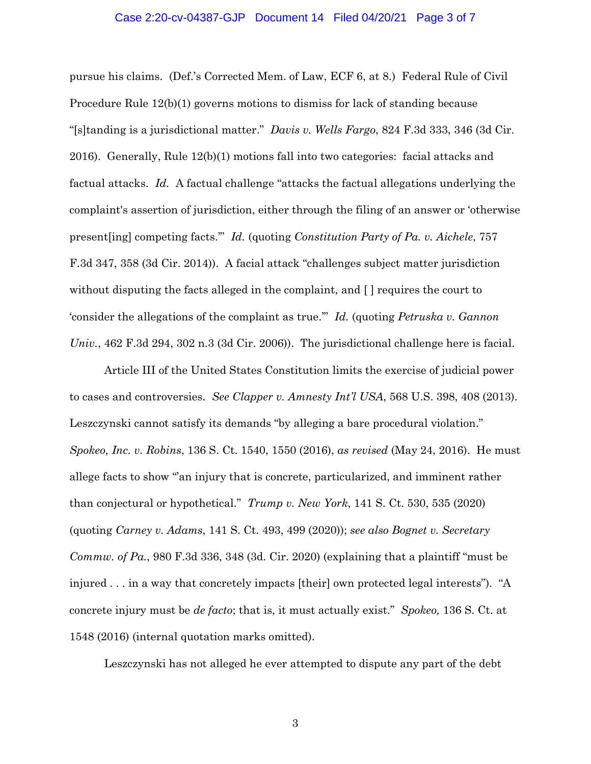pursue his claims. (Def.'s Corrected Mem. of Law, ECF 6, at 8.) Federal Rule of Civil Procedure Rule 12(b)(1) governs motions to dismiss for lack of standing because "[s]tanding is a jurisdictional matter." *Davis v. Wells Fargo*, 824 F.3d 333, 346 (3d Cir. 2016). Generally, Rule 12(b)(1) motions fall into two categories: facial attacks and factual attacks. *Id.* A factual challenge "attacks the factual allegations underlying the complaint's assertion of jurisdiction, either through the filing of an answer or 'otherwise present[ing] competing facts.'" *Id.* (quoting *Constitution Party of Pa. v. Aichele*, 757 F.3d 347, 358 (3d Cir. 2014)). A facial attack "challenges subject matter jurisdiction without disputing the facts alleged in the complaint, and [ ] requires the court to 'consider the allegations of the complaint as true.'" *Id.* (quoting *Petruska v. Gannon Univ.*, 462 F.3d 294, 302 n.3 (3d Cir. 2006)). The jurisdictional challenge here is facial.

Article III of the United States Constitution limits the exercise of judicial power to cases and controversies. *See Clapper v. Amnesty Int'l USA*, 568 U.S. 398, 408 (2013). Leszczynski cannot satisfy its demands "by alleging a bare procedural violation." *Spokeo, Inc. v. Robins*, 136 S. Ct. 1540, 1550 (2016), *as revised* (May 24, 2016). He must allege facts to show "'an injury that is concrete, particularized, and imminent rather than conjectural or hypothetical." *Trump v. New York*, 141 S. Ct. 530, 535 (2020) (quoting *Carney v. Adams*, 141 S. Ct. 493, 499 (2020)); *see also Bognet v. Secretary Commw. of Pa.*, 980 F.3d 336, 348 (3d. Cir. 2020) (explaining that a plaintiff "must be injured . . . in a way that concretely impacts [their] own protected legal interests"). "A concrete injury must be *de facto*; that is, it must actually exist." *Spokeo,* 136 S. Ct. at 1548 (2016) (internal quotation marks omitted).

Leszczynski has not alleged he ever attempted to dispute any part of the debt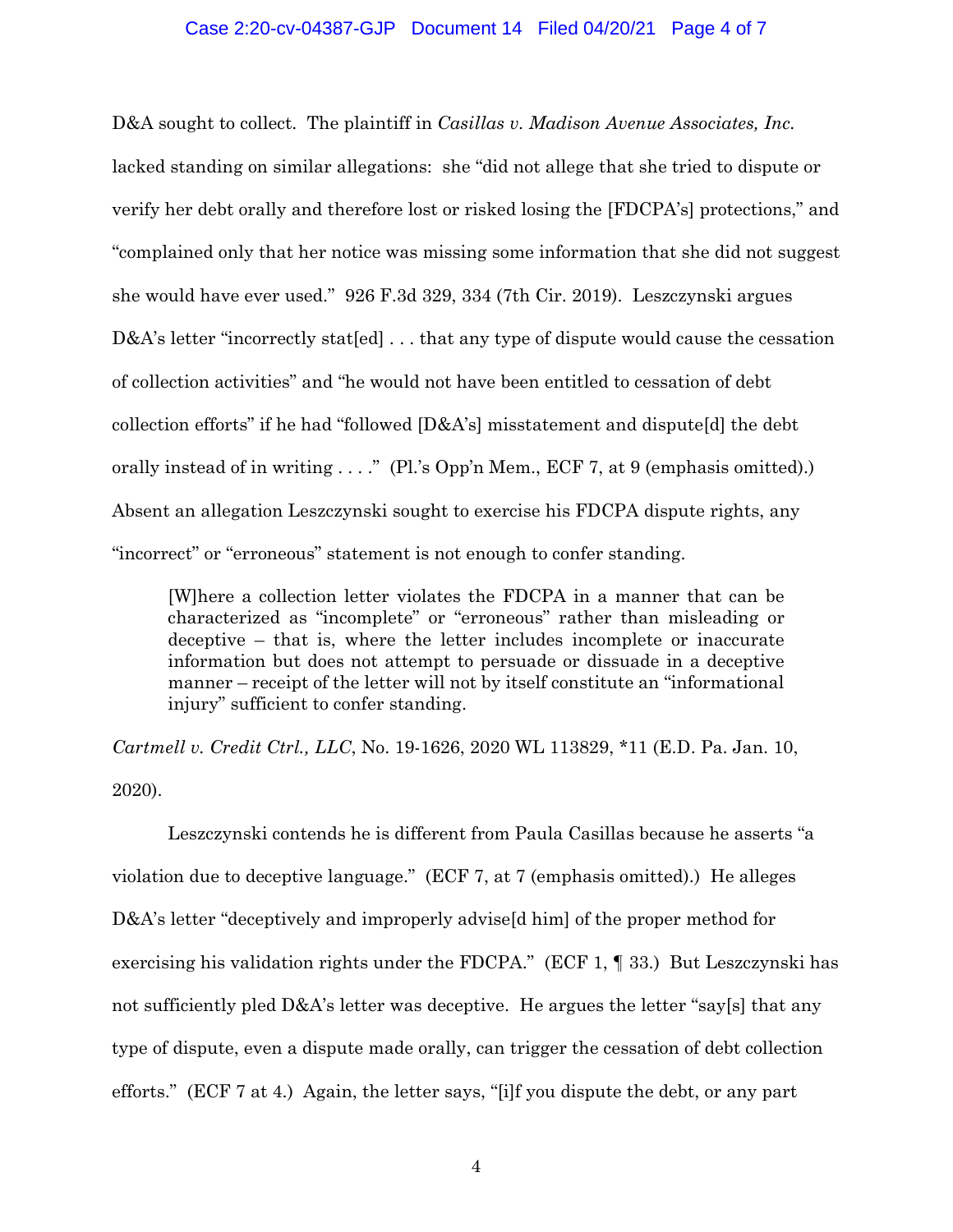D&A sought to collect. The plaintiff in *Casillas v. Madison Avenue Associates, Inc.* lacked standing on similar allegations: she "did not allege that she tried to dispute or verify her debt orally and therefore lost or risked losing the [FDCPA's] protections," and "complained only that her notice was missing some information that she did not suggest she would have ever used." 926 F.3d 329, 334 (7th Cir. 2019). Leszczynski argues D&A's letter "incorrectly stat[ed] . . . that any type of dispute would cause the cessation of collection activities" and "he would not have been entitled to cessation of debt collection efforts" if he had "followed [D&A's] misstatement and dispute[d] the debt orally instead of in writing . . . ." (Pl.'s Opp'n Mem., ECF 7, at 9 (emphasis omitted).) Absent an allegation Leszczynski sought to exercise his FDCPA dispute rights, any "incorrect" or "erroneous" statement is not enough to confer standing.

> [W]here a collection letter violates the FDCPA in a manner that can be characterized as "incomplete" or "erroneous" rather than misleading or deceptive – that is, where the letter includes incomplete or inaccurate information but does not attempt to persuade or dissuade in a deceptive manner – receipt of the letter will not by itself constitute an "informational injury" sufficient to confer standing.

*Cartmell v. Credit Ctrl., LLC*, No. 19-1626, 2020 WL 113829, *11 (E.D. Pa. Jan. 10, 2020).

Leszczynski contends he is different from Paula Casillas because he asserts "a violation due to deceptive language." (ECF 7, at 7 (emphasis omitted).) He alleges D&A's letter "deceptively and improperly advise[d him] of the proper method for exercising his validation rights under the FDCPA." (ECF 1, ¶ 33.) But Leszczynski has not sufficiently pled D&A's letter was deceptive. He argues the letter "say[s] that any type of dispute, even a dispute made orally, can trigger the cessation of debt collection efforts." (ECF 7 at 4.) Again, the letter says, "[i]f you dispute the debt, or any part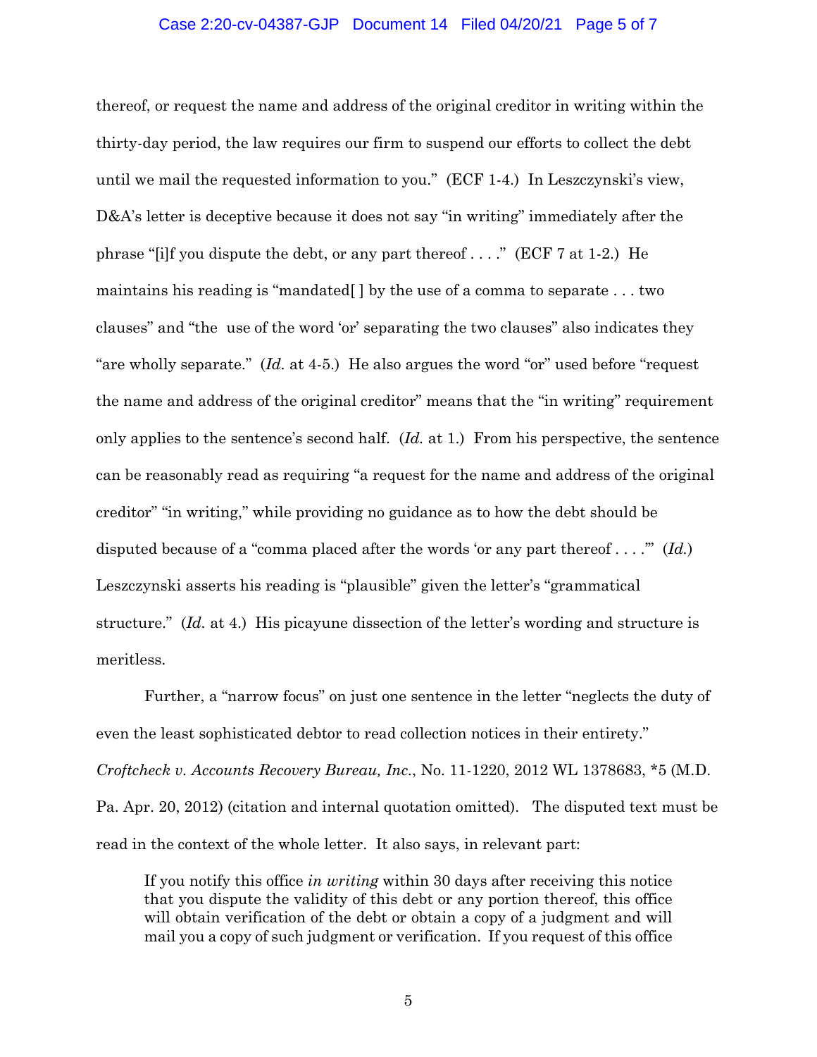thereof, or request the name and address of the original creditor in writing within the thirty-day period, the law requires our firm to suspend our efforts to collect the debt until we mail the requested information to you." (ECF 1-4.) In Leszczynski's view, D&A's letter is deceptive because it does not say "in writing" immediately after the phrase "[i]f you dispute the debt, or any part thereof . . . ." (ECF 7 at 1-2.) He maintains his reading is "mandated[ ] by the use of a comma to separate . . . two clauses" and "the use of the word 'or' separating the two clauses" also indicates they "are wholly separate." (*Id.* at 4-5.) He also argues the word "or" used before "request the name and address of the original creditor" means that the "in writing" requirement only applies to the sentence's second half. (*Id.* at 1.) From his perspective, the sentence can be reasonably read as requiring "a request for the name and address of the original creditor" "in writing," while providing no guidance as to how the debt should be disputed because of a "comma placed after the words 'or any part thereof . . . .'" (*Id.*) Leszczynski asserts his reading is "plausible" given the letter's "grammatical structure." (*Id.* at 4.) His picayune dissection of the letter's wording and structure is meritless.

Further, a "narrow focus" on just one sentence in the letter "neglects the duty of even the least sophisticated debtor to read collection notices in their entirety." *Croftcheck v. Accounts Recovery Bureau, Inc.*, No. 11-1220, 2012 WL 1378683, \*5 (M.D. Pa. Apr. 20, 2012) (citation and internal quotation omitted). The disputed text must be read in the context of the whole letter. It also says, in relevant part:

> If you notify this office *in writing* within 30 days after receiving this notice that you dispute the validity of this debt or any portion thereof, this office will obtain verification of the debt or obtain a copy of a judgment and will mail you a copy of such judgment or verification. If you request of this office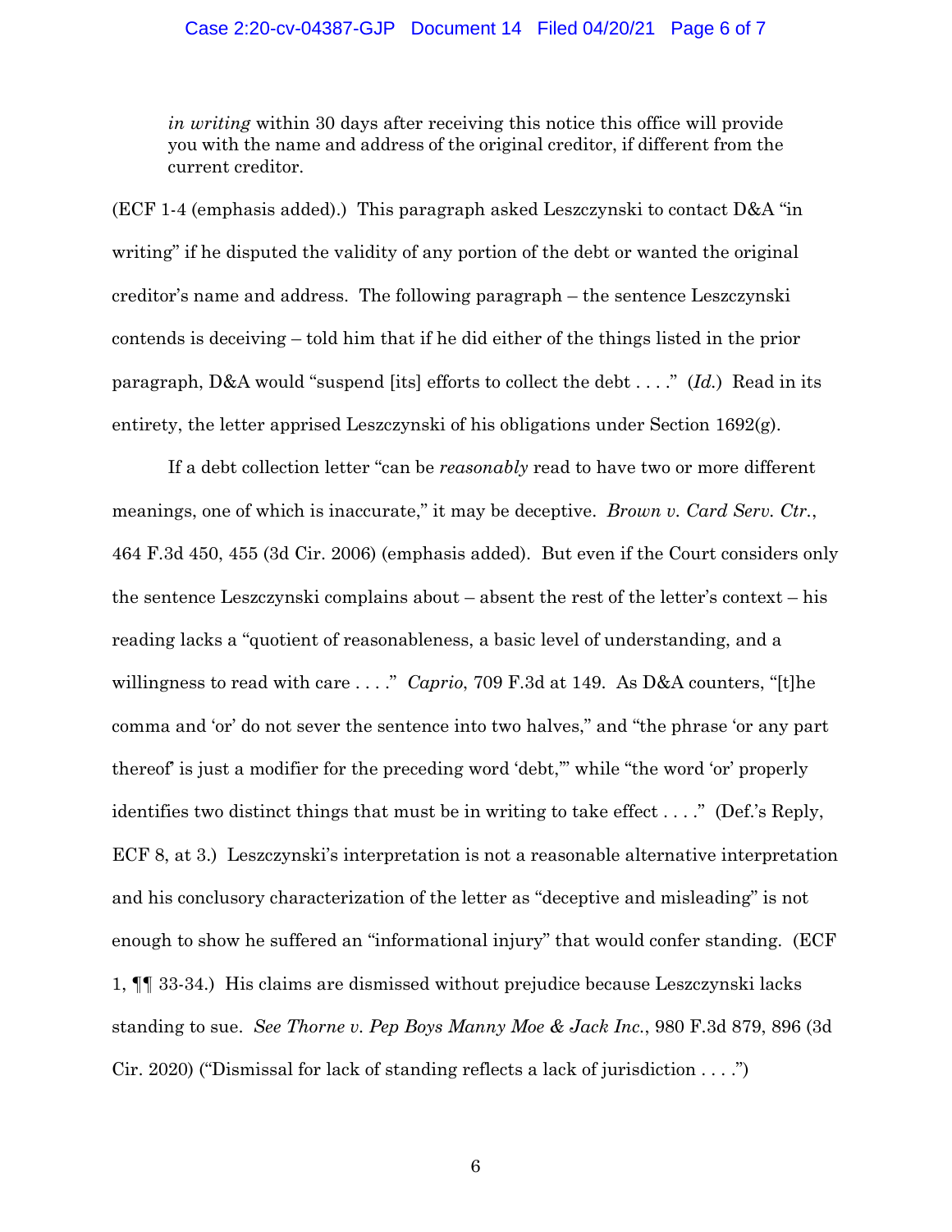> *in writing* within 30 days after receiving this notice this office will provide you with the name and address of the original creditor, if different from the current creditor.

(ECF 1-4 (emphasis added).) This paragraph asked Leszczynski to contact D&A "in writing" if he disputed the validity of any portion of the debt or wanted the original creditor's name and address. The following paragraph – the sentence Leszczynski contends is deceiving – told him that if he did either of the things listed in the prior paragraph, D&A would "suspend [its] efforts to collect the debt . . . ." (*Id.*) Read in its entirety, the letter apprised Leszczynski of his obligations under Section 1692(g).

If a debt collection letter "can be *reasonably* read to have two or more different meanings, one of which is inaccurate," it may be deceptive. *Brown v. Card Serv. Ctr.*, 464 F.3d 450, 455 (3d Cir. 2006) (emphasis added). But even if the Court considers only the sentence Leszczynski complains about – absent the rest of the letter's context – his reading lacks a "quotient of reasonableness, a basic level of understanding, and a willingness to read with care . . . ." *Caprio*, 709 F.3d at 149. As D&A counters, "[t]he comma and 'or' do not sever the sentence into two halves," and "the phrase 'or any part thereof' is just a modifier for the preceding word 'debt,'" while "the word 'or' properly identifies two distinct things that must be in writing to take effect . . . ." (Def.'s Reply, ECF 8, at 3.) Leszczynski's interpretation is not a reasonable alternative interpretation and his conclusory characterization of the letter as "deceptive and misleading" is not enough to show he suffered an "informational injury" that would confer standing. (ECF 1, ¶¶ 33-34.) His claims are dismissed without prejudice because Leszczynski lacks standing to sue. *See Thorne v. Pep Boys Manny Moe & Jack Inc.*, 980 F.3d 879, 896 (3d Cir. 2020) ("Dismissal for lack of standing reflects a lack of jurisdiction . . . .")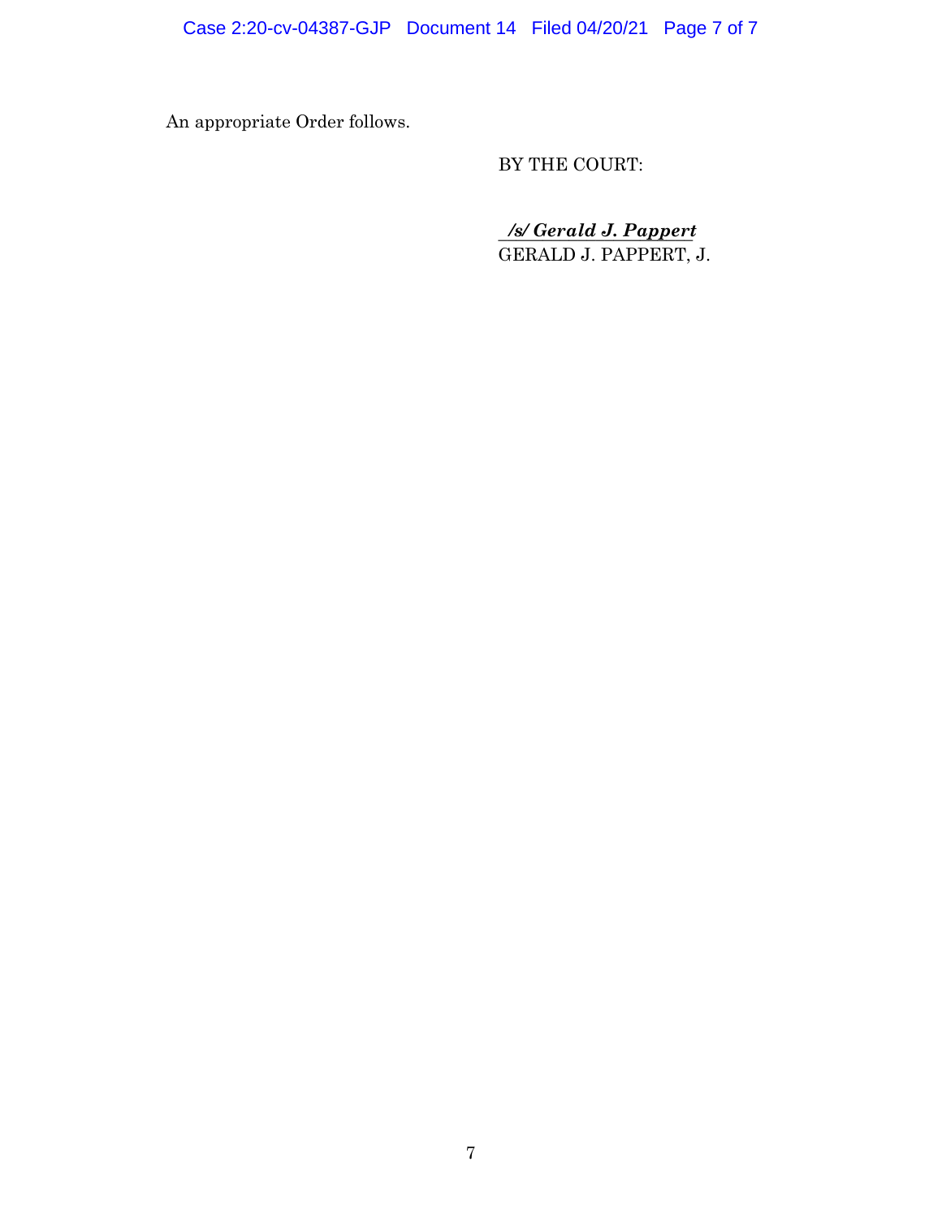An appropriate Order follows.

BY THE COURT:

*/s/ Gerald J. Pappert*
GERALD J. PAPPERT, J.